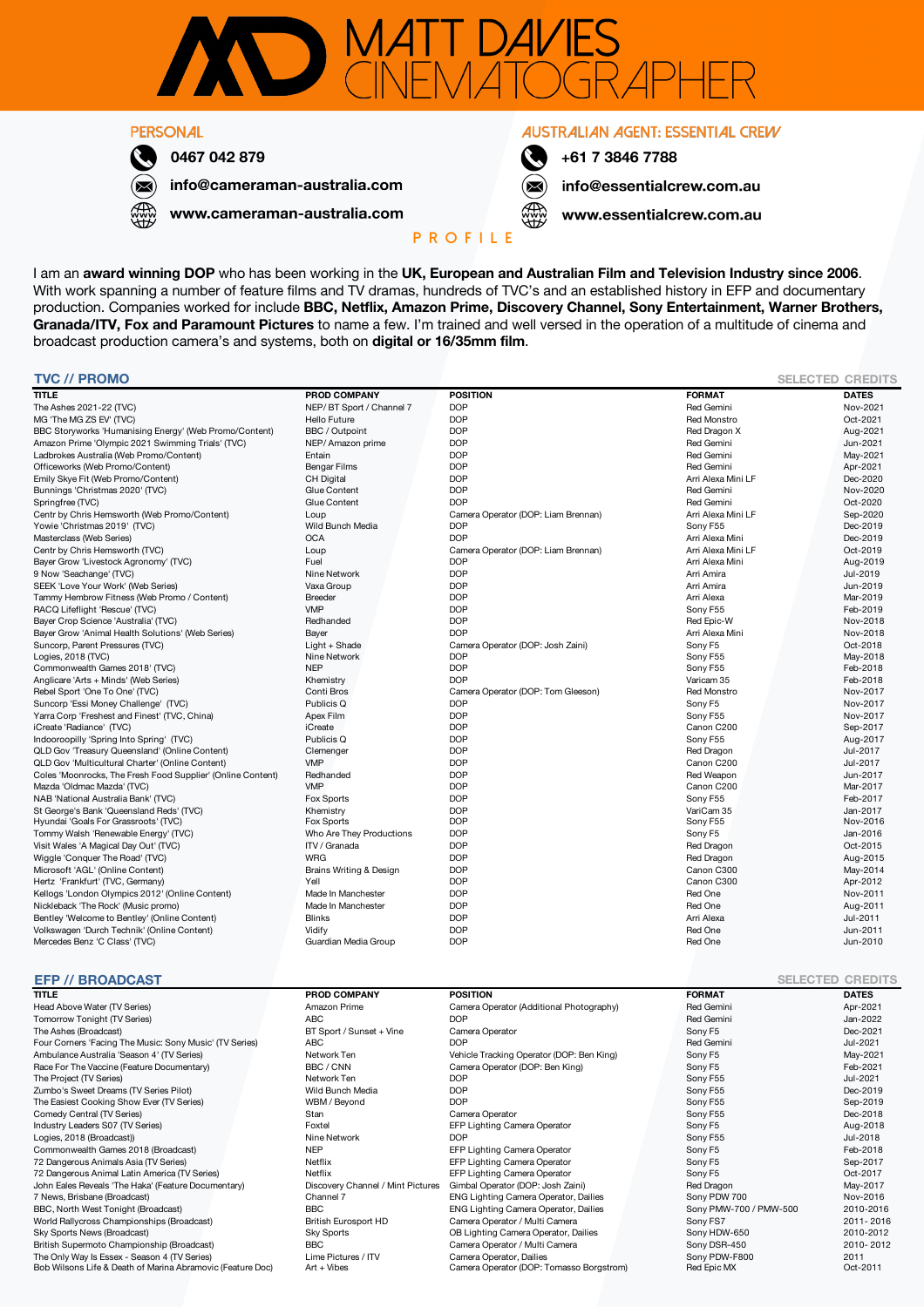# MATT DAVIES CINEMATOGRAPHER

## PERSONAL

0467 042 879

info@cameraman-australia.com

www.cameraman-australia.com

## AUSTRALIAN AGENT: ESSENTIAL CREW

+61 7 3846 7788

info@essentialcrew.com.au

www.essentialcrew.com.au

## PROFILE

I am an **award winning DOP** who has been working in the **UK, European and Australian Film and Television Industry since 2006**. With work spanning a number of feature films and TV dramas, hundreds of TVC's and an established history in EFP and documentary production. Companies worked for include **BBC, Netflix, Amazon Prime, Discovery Channel, Sony Entertainment, Warner Brothers, Granada/ITV, Fox and Paramount Pictures** to name a few. I'm trained and well versed in the operation of a multitude of cinema and broadcast production camera's and systems, both on **digital or 16/35mm film**.

## TVC // PROMO

SELECTED CREDITS

| TITLE | PROD COMPANY | POSITION | FORMAT | DATES |
|---|---|---|---|---|
| The Ashes 2021-22 (TVC) | NEP/ BT Sport / Channel 7 | DOP | Red Gemini | Nov-2021 |
| MG 'The MG ZS EV' (TVC) | Hello Future | DOP | Red Monstro | Oct-2021 |
| BBC Storyworks 'Humanising Energy' (Web Promo/Content) | BBC / Outpoint | DOP | Red Dragon X | Aug-2021 |
| Amazon Prime 'Olympic 2021 Swimming Trials' (TVC) | NEP/ Amazon prime | DOP | Red Gemini | Jun-2021 |
| Ladbrokes Australia (Web Promo/Content) | Entain | DOP | Red Gemini | May-2021 |
| Officeworks (Web Promo/Content) | Bengar Films | DOP | Red Gemini | Apr-2021 |
| Emily Skye Fit (Web Promo/Content) | CH Digital | DOP | Arri Alexa Mini LF | Dec-2020 |
| Bunnings 'Christmas 2020' (TVC) | Glue Content | DOP | Red Gemini | Nov-2020 |
| Springfree (TVC) | Glue Content | DOP | Red Gemini | Oct-2020 |
| Centr by Chris Hemsworth (Web Promo/Content) | Loup | Camera Operator (DOP: Liam Brennan) | Arri Alexa Mini LF | Sep-2020 |
| Yowie 'Christmas 2019' (TVC) | Wild Bunch Media | DOP | Sony F55 | Dec-2019 |
| Masterclass (Web Series) | OCA | DOP | Arri Alexa Mini | Dec-2019 |
| Centr by Chris Hemsworth (TVC) | Loup | Camera Operator (DOP: Liam Brennan) | Arri Alexa Mini LF | Oct-2019 |
| Bayer Grow 'Livestock Agronomy' (TVC) | Fuel | DOP | Arri Alexa Mini | Aug-2019 |
| 9 Now 'Seachange' (TVC) | Nine Network | DOP | Arri Amira | Jul-2019 |
| SEEK 'Love Your Work' (Web Series) | Vaxa Group | DOP | Arri Amira | Jun-2019 |
| Tammy Hembrow Fitness (Web Promo / Content) | Breeder | DOP | Arri Alexa | Mar-2019 |
| RACQ Lifeflight 'Rescue' (TVC) | VMP | DOP | Sony F55 | Feb-2019 |
| Bayer Crop Science 'Australia' (TVC) | Redhanded | DOP | Red Epic-W | Nov-2018 |
| Bayer Grow 'Animal Health Solutions' (Web Series) | Bayer | DOP | Arri Alexa Mini | Nov-2018 |
| Suncorp, Parent Pressures (TVC) | Light + Shade | Camera Operator (DOP: Josh Zaini) | Sony F5 | Oct-2018 |
| Logies, 2018 (TVC) | Nine Network | DOP | Sony F55 | May-2018 |
| Commonwealth Games 2018' (TVC) | NEP | DOP | Sony F55 | Feb-2018 |
| Anglicare 'Arts + Minds' (Web Series) | Khemistry | DOP | Varicam 35 | Feb-2018 |
| Rebel Sport 'One To One' (TVC) | Conti Bros | Camera Operator (DOP: Tom Gleeson) | Red Monstro | Nov-2017 |
| Suncorp 'Essi Money Challenge' (TVC) | Publicis Q | DOP | Sony F5 | Nov-2017 |
| Yarra Corp 'Freshest and Finest' (TVC, China) | Apex Film | DOP | Sony F55 | Nov-2017 |
| iCreate 'Radiance' (TVC) | iCreate | DOP | Canon C200 | Sep-2017 |
| Indooroopilly 'Spring Into Spring' (TVC) | Publicis Q | DOP | Sony F55 | Aug-2017 |
| QLD Gov 'Treasury Queensland' (Online Content) | Clemenger | DOP | Red Dragon | Jul-2017 |
| QLD Gov 'Multicultural Charter' (Online Content) | VMP | DOP | Canon C200 | Jul-2017 |
| Coles 'Moonrocks, The Fresh Food Supplier' (Online Content) | Redhanded | DOP | Red Weapon | Jun-2017 |
| Mazda 'Oldmac Mazda' (TVC) | VMP | DOP | Canon C200 | Mar-2017 |
| NAB 'National Australia Bank' (TVC) | Fox Sports | DOP | Sony F55 | Feb-2017 |
| St George's Bank 'Queensland Reds' (TVC) | Khemistry | DOP | VariCam 35 | Jan-2017 |
| Hyundai 'Goals For Grassroots' (TVC) | Fox Sports | DOP | Sony F55 | Nov-2016 |
| Tommy Walsh 'Renewable Energy' (TVC) | Who Are They Productions | DOP | Sony F5 | Jan-2016 |
| Visit Wales 'A Magical Day Out' (TVC) | ITV / Granada | DOP | Red Dragon | Oct-2015 |
| Wiggle 'Conquer The Road' (TVC) | WRG | DOP | Red Dragon | Aug-2015 |
| Microsoft 'AGL' (Online Content) | Brains Writing & Design | DOP | Canon C300 | May-2014 |
| Hertz 'Frankfurt' (TVC, Germany) | Yell | DOP | Canon C300 | Apr-2012 |
| Kellogs 'London Olympics 2012' (Online Content) | Made In Manchester | DOP | Red One | Nov-2011 |
| Nickleback 'The Rock' (Music promo) | Made In Manchester | DOP | Red One | Aug-2011 |
| Bentley 'Welcome to Bentley' (Online Content) | Blinks | DOP | Arri Alexa | Jul-2011 |
| Volkswagen 'Durch Technik' (Online Content) | Vidify | DOP | Red One | Jun-2011 |
| Mercedes Benz 'C Class' (TVC) | Guardian Media Group | DOP | Red One | Jun-2010 |

## EFP // BROADCAST

SELECTED CREDITS

| TITLE | PROD COMPANY | POSITION | FORMAT | DATES |
|---|---|---|---|---|
| Head Above Water (TV Series) | Amazon Prime | Camera Operator (Additional Photography) | Red Gemini | Apr-2021 |
| Tomorrow Tonight (TV Series) | ABC | DOP | Red Gemini | Jan-2022 |
| The Ashes (Broadcast) | BT Sport / Sunset + Vine | Camera Operator | Sony F5 | Dec-2021 |
| Four Corners 'Facing The Music: Sony Music' (TV Series) | ABC | DOP | Red Gemini | Jul-2021 |
| Ambulance Australia 'Season 4' (TV Series) | Network Ten | Vehicle Tracking Operator (DOP: Ben King) | Sony F5 | May-2021 |
| Race For The Vaccine (Feature Documentary) | BBC / CNN | Camera Operator (DOP: Ben King) | Sony F5 | Feb-2021 |
| The Project (TV Series) | Network Ten | DOP | Sony F55 | Jul-2021 |
| Zumbo's Sweet Dreams (TV Series Pilot) | Wild Bunch Media | DOP | Sony F55 | Dec-2019 |
| The Easiest Cooking Show Ever (TV Series) | WBM / Beyond | DOP | Sony F55 | Sep-2019 |
| Comedy Central (TV Series) | Stan | Camera Operator | Sony F55 | Dec-2018 |
| Industry Leaders S07 (TV Series) | Foxtel | EFP Lighting Camera Operator | Sony F5 | Aug-2018 |
| Logies, 2018 (Broadcast)) | Nine Network | DOP | Sony F55 | Jul-2018 |
| Commonwealth Games 2018 (Broadcast) | NEP | EFP Lighting Camera Operator | Sony F5 | Feb-2018 |
| 72 Dangerous Animals Asia (TV Series) | Netflix | EFP Lighting Camera Operator | Sony F5 | Sep-2017 |
| 72 Dangerous Animal Latin America (TV Series) | Netflix | EFP Lighting Camera Operator | Sony F5 | Oct-2017 |
| John Eales Reveals 'The Haka' (Feature Documentary) | Discovery Channel / Mint Pictures | Gimbal Operator (DOP: Josh Zaini) | Red Dragon | May-2017 |
| 7 News, Brisbane (Broadcast) | Channel 7 | ENG Lighting Camera Operator, Dailies | Sony PDW 700 | Nov-2016 |
| BBC, North West Tonight (Broadcast) | BBC | ENG Lighting Camera Operator, Dailies | Sony PMW-700 / PMW-500 | 2010-2016 |
| World Rallycross Championships (Broadcast) | Bright Eurosport HD | Camera Operator / Multi Camera | Sony FS7 | 2011- 2016 |
| Sky Sports News (Broadcast) | Sky Sports | OB Lighting Camera Operator, Dailies | Sony HDW-650 | 2010-2012 |
| British Supermoto Championship (Broadcast) | BBC | Camera Operator / Multi Camera | Sony DSR-450 | 2010- 2012 |
| The Only Way Is Essex - Season 4 (TV Series) | Lime Pictures / ITV | Camera Operator, Dailies | Sony PDW-F800 | 2011 |
| Bob Wilsons Life & Death of Marina Abramovic (Feature Doc) | Art + Vibes | Camera Operator (DOP: Tomasso Borgstrom) | Red Epic MX | Oct-2011 |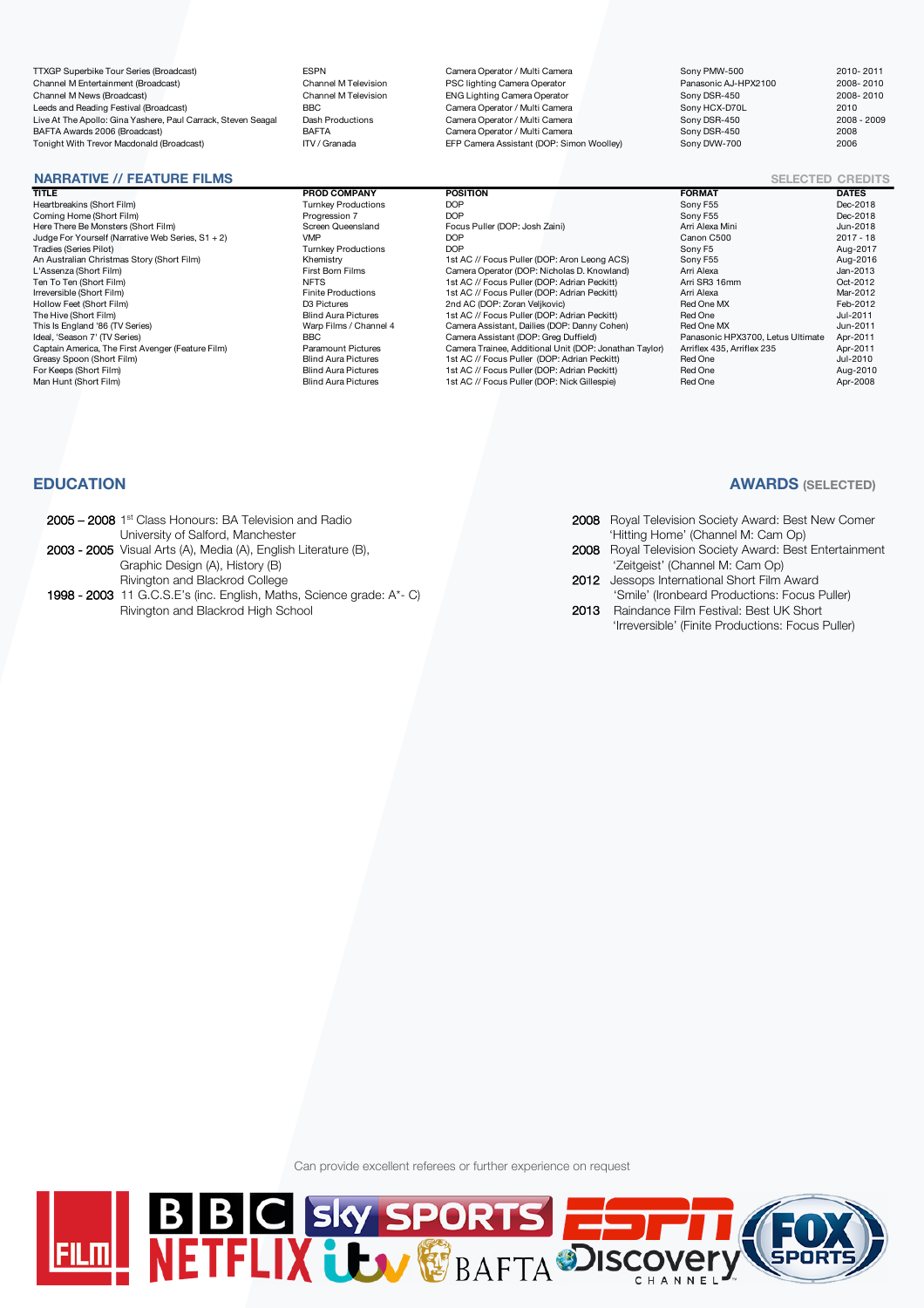| | | | | |
|---|---|---|---|---|
| TTXGP Superbike Tour Series (Broadcast) | ESPN | Camera Operator / Multi Camera | Sony PMW-500 | 2010- 2011 |
| Channel M Entertainment (Broadcast) | Channel M Television | PSC lighting Camera Operator | Panasonic AJ-HPX2100 | 2008- 2010 |
| Channel M News (Broadcast) | Channel M Television | ENG Lighting Camera Operator | Sony DSR-450 | 2008- 2010 |
| Leeds and Reading Festival (Broadcast) | BBC | Camera Operator / Multi Camera | Sony HCX-D70L | 2010 |
| Live At The Apollo: Gina Yashere, Paul Carrack, Steven Seagal | Dash Productions | Camera Operator / Multi Camera | Sony DSR-450 | 2008 - 2009 |
| BAFTA Awards 2006 (Broadcast) | BAFTA | Camera Operator / Multi Camera | Sony DSR-450 | 2008 |
| Tonight With Trevor Macdonald (Broadcast) | ITV / Granada | EFP Camera Assistant (DOP: Simon Woolley) | Sony DVW-700 | 2006 |

## NARRATIVE // FEATURE FILMS

SELECTED CREDITS

| TITLE | PROD COMPANY | POSITION | FORMAT | DATES |
|---|---|---|---|---|
| Heartbreakins (Short Film) | Turnkey Productions | DOP | Sony F55 | Dec-2018 |
| Coming Home (Short Film) | Progression 7 | DOP | Sony F55 | Dec-2018 |
| Here There Be Monsters (Short Film) | Screen Queensland | Focus Puller (DOP: Josh Zaini) | Arri Alexa Mini | Jun-2018 |
| Judge For Yourself (Narrative Web Series, S1 + 2) | VMP | DOP | Canon C500 | 2017 - 18 |
| Tradies (Series Pilot) | Turnkey Productions | DOP | Sony F5 | Aug-2017 |
| An Australian Christmas Story (Short Film) | Khemistry | 1st AC // Focus Puller (DOP: Aron Leong ACS) | Sony F55 | Aug-2016 |
| L'Assenza (Short Film) | First Born Films | Camera Operator (DOP: Nicholas D. Knowland) | Arri Alexa | Jan-2013 |
| Ten To Ten (Short Film) | NFTS | 1st AC // Focus Puller (DOP: Adrian Peckitt) | Arri SR3 16mm | Oct-2012 |
| Irreversible (Short Film) | Finite Productions | 1st AC // Focus Puller (DOP: Adrian Peckitt) | Arri Alexa | Mar-2012 |
| Hollow Feet (Short Film) | D3 Pictures | 2nd AC (DOP: Zoran Veljkovic) | Red One MX | Feb-2012 |
| The Hive (Short Film) | Blind Aura Pictures | 1st AC // Focus Puller (DOP: Adrian Peckitt) | Red One | Jul-2011 |
| This Is England '86 (TV Series) | Warp Films / Channel 4 | Camera Assistant, Dailies (DOP: Danny Cohen) | Red One MX | Jun-2011 |
| Ideal, 'Season 7' (TV Series) | BBC | Camera Assistant (DOP: Greg Duffield) | Panasonic HPX3700, Letus Ultimate | Apr-2011 |
| Captain America, The First Avenger (Feature Film) | Paramount Pictures | Camera Trainee, Additional Unit (DOP: Jonathan Taylor) | Arriflex 435, Arriflex 235 | Apr-2011 |
| Greasy Spoon (Short Film) | Blind Aura Pictures | 1st AC // Focus Puller (DOP: Adrian Peckitt) | Red One | Jul-2010 |
| For Keeps (Short Film) | Blind Aura Pictures | 1st AC // Focus Puller (DOP: Adrian Peckitt) | Red One | Aug-2010 |
| Man Hunt (Short Film) | Blind Aura Pictures | 1st AC // Focus Puller (DOP: Nick Gillespie) | Red One | Apr-2008 |

## EDUCATION

**2005 – 2008** 1st Class Honours: BA Television and Radio
University of Salford, Manchester

**2003 - 2005** Visual Arts (A), Media (A), English Literature (B), Graphic Design (A), History (B)
Rivington and Blackrod College

**1998 - 2003** 11 G.C.S.E's (inc. English, Maths, Science grade: A*- C)
Rivington and Blackrod High School

## AWARDS (SELECTED)

**2008** Royal Television Society Award: Best New Comer
'Hitting Home' (Channel M: Cam Op)

**2008** Royal Television Society Award: Best Entertainment
'Zeitgeist' (Channel M: Cam Op)

**2012** Jessops International Short Film Award
'Smile' (Ironbeard Productions: Focus Puller)

**2013** Raindance Film Festival: Best UK Short
'Irreversible' (Finite Productions: Focus Puller)

Can provide excellent referees or further experience on request

FILM4 BBC NETFLIX sky SPORTS itv BAFTA ESPN Discovery CHANNEL FOX SPORTS